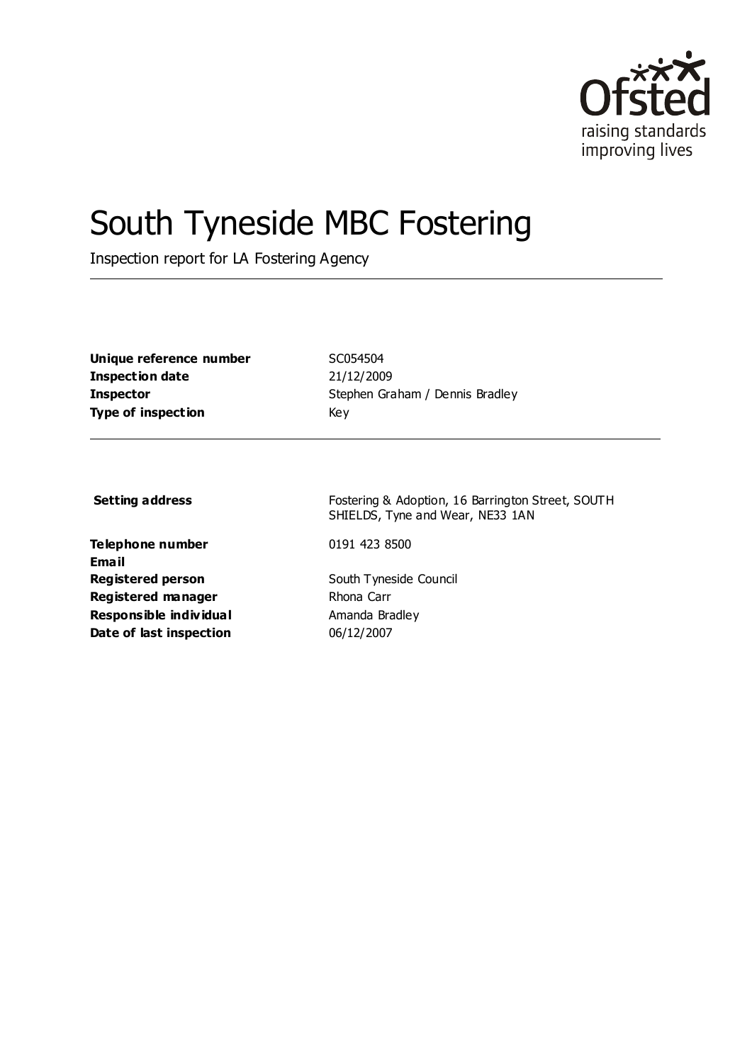# South Tyneside MBC Fostering

Inspection report for LA Fostering Agency

| | |
|---|---|
| **Unique reference number** | SC054504 |
| **Inspection date** | 21/12/2009 |
| **Inspector** | Stephen Graham / Dennis Bradley |
| **Type of inspection** | Key |

| | |
|---|---|
| **Setting address** | Fostering & Adoption, 16 Barrington Street, SOUTH SHIELDS, Tyne and Wear, NE33 1AN |
| **Telephone number** | 0191 423 8500 |
| **Email** | |
| **Registered person** | South Tyneside Council |
| **Registered manager** | Rhona Carr |
| **Responsible individual** | Amanda Bradley |
| **Date of last inspection** | 06/12/2007 |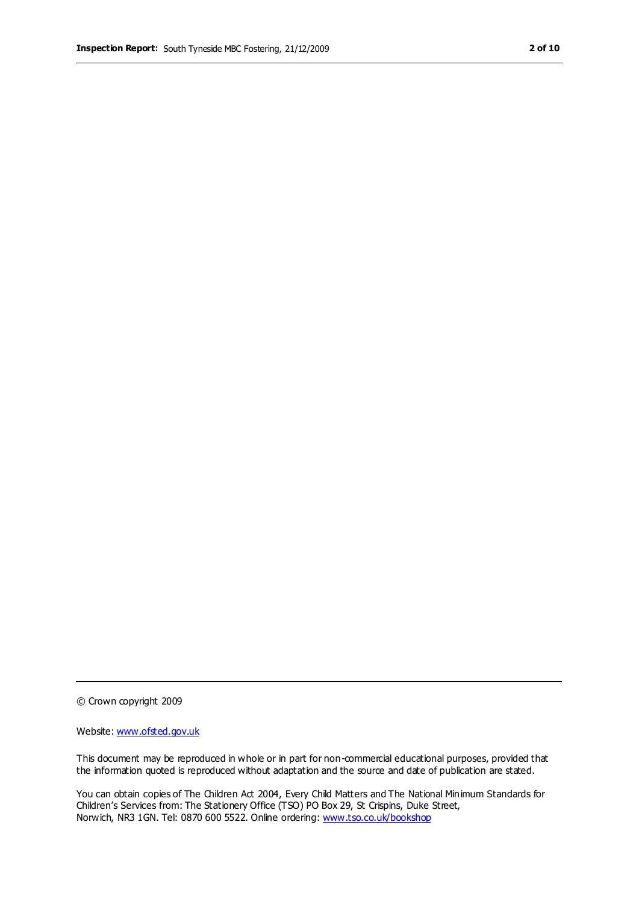© Crown copyright 2009

Website: www.ofsted.gov.uk

This document may be reproduced in whole or in part for non-commercial educational purposes, provided that the information quoted is reproduced without adaptation and the source and date of publication are stated.

You can obtain copies of The Children Act 2004, Every Child Matters and The National Minimum Standards for Children's Services from: The Stationery Office (TSO) PO Box 29, St Crispins, Duke Street, Norwich, NR3 1GN. Tel: 0870 600 5522. Online ordering: www.tso.co.uk/bookshop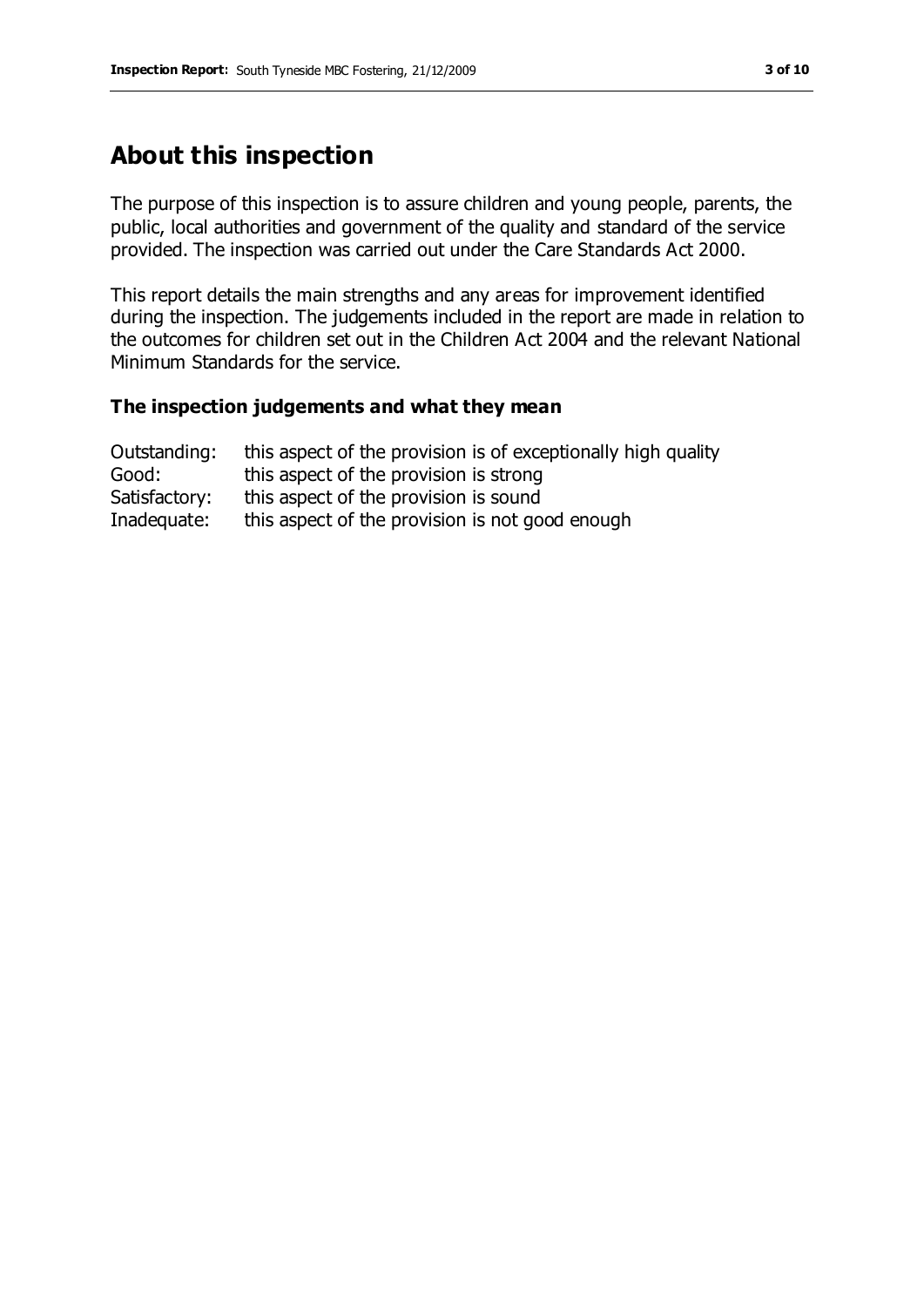## About this inspection

The purpose of this inspection is to assure children and young people, parents, the public, local authorities and government of the quality and standard of the service provided. The inspection was carried out under the Care Standards Act 2000.

This report details the main strengths and any areas for improvement identified during the inspection. The judgements included in the report are made in relation to the outcomes for children set out in the Children Act 2004 and the relevant National Minimum Standards for the service.

### The inspection judgements and what they mean

| | |
|---|---|
| Outstanding: | this aspect of the provision is of exceptionally high quality |
| Good: | this aspect of the provision is strong |
| Satisfactory: | this aspect of the provision is sound |
| Inadequate: | this aspect of the provision is not good enough |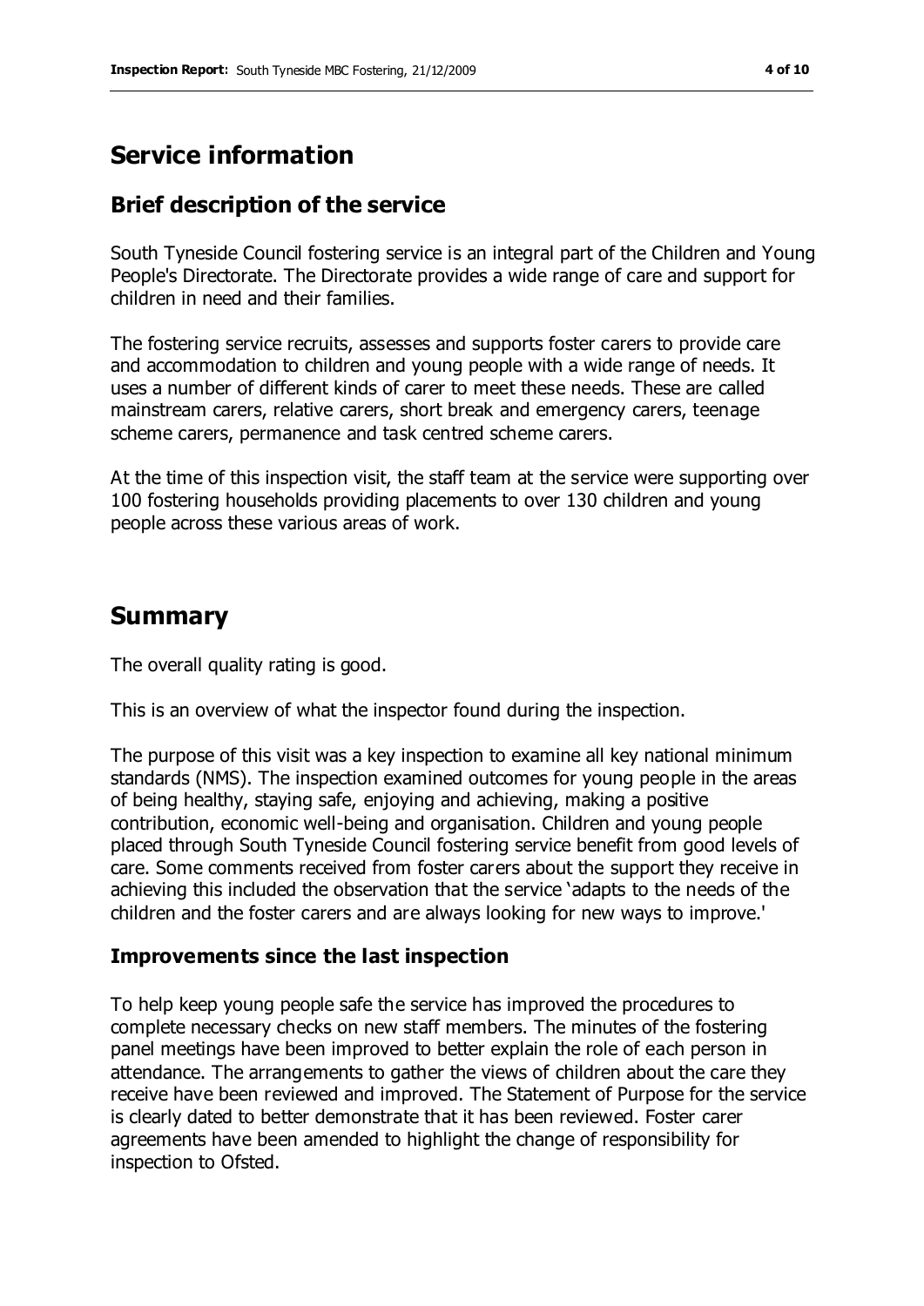# Service information

## Brief description of the service

South Tyneside Council fostering service is an integral part of the Children and Young People's Directorate. The Directorate provides a wide range of care and support for children in need and their families.

The fostering service recruits, assesses and supports foster carers to provide care and accommodation to children and young people with a wide range of needs. It uses a number of different kinds of carer to meet these needs. These are called mainstream carers, relative carers, short break and emergency carers, teenage scheme carers, permanence and task centred scheme carers.

At the time of this inspection visit, the staff team at the service were supporting over 100 fostering households providing placements to over 130 children and young people across these various areas of work.

# Summary

The overall quality rating is good.

This is an overview of what the inspector found during the inspection.

The purpose of this visit was a key inspection to examine all key national minimum standards (NMS). The inspection examined outcomes for young people in the areas of being healthy, staying safe, enjoying and achieving, making a positive contribution, economic well-being and organisation. Children and young people placed through South Tyneside Council fostering service benefit from good levels of care. Some comments received from foster carers about the support they receive in achieving this included the observation that the service 'adapts to the needs of the children and the foster carers and are always looking for new ways to improve.'

## Improvements since the last inspection

To help keep young people safe the service has improved the procedures to complete necessary checks on new staff members. The minutes of the fostering panel meetings have been improved to better explain the role of each person in attendance. The arrangements to gather the views of children about the care they receive have been reviewed and improved. The Statement of Purpose for the service is clearly dated to better demonstrate that it has been reviewed. Foster carer agreements have been amended to highlight the change of responsibility for inspection to Ofsted.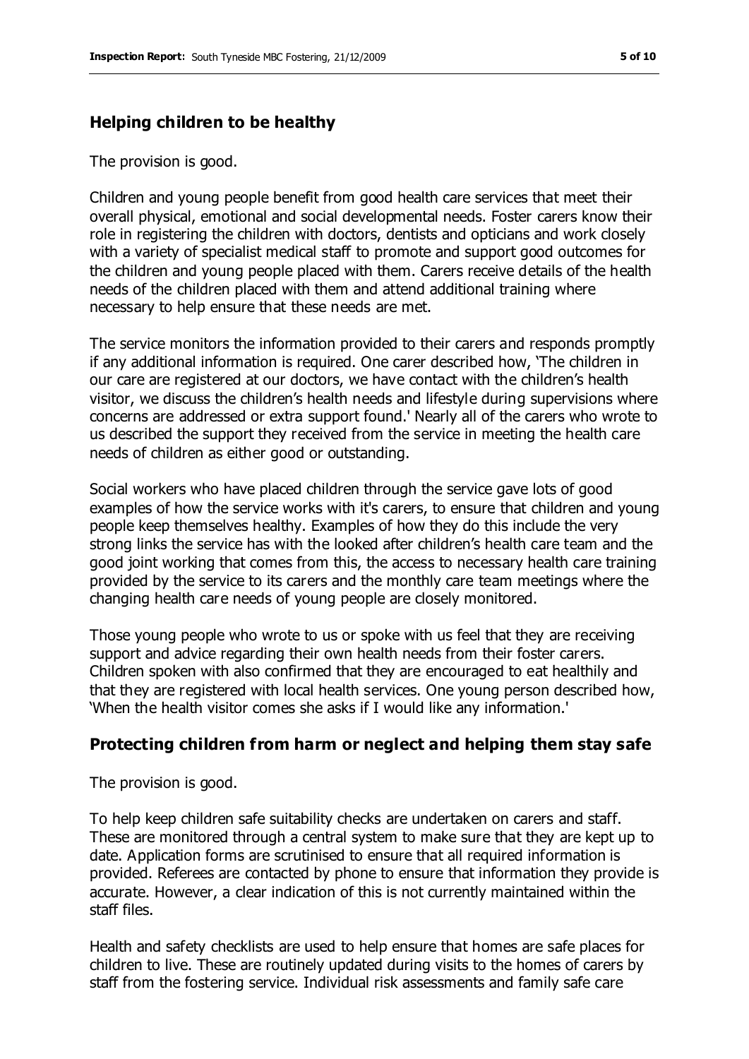## Helping children to be healthy

The provision is good.

Children and young people benefit from good health care services that meet their overall physical, emotional and social developmental needs. Foster carers know their role in registering the children with doctors, dentists and opticians and work closely with a variety of specialist medical staff to promote and support good outcomes for the children and young people placed with them. Carers receive details of the health needs of the children placed with them and attend additional training where necessary to help ensure that these needs are met.

The service monitors the information provided to their carers and responds promptly if any additional information is required. One carer described how, 'The children in our care are registered at our doctors, we have contact with the children's health visitor, we discuss the children's health needs and lifestyle during supervisions where concerns are addressed or extra support found.' Nearly all of the carers who wrote to us described the support they received from the service in meeting the health care needs of children as either good or outstanding.

Social workers who have placed children through the service gave lots of good examples of how the service works with it's carers, to ensure that children and young people keep themselves healthy. Examples of how they do this include the very strong links the service has with the looked after children's health care team and the good joint working that comes from this, the access to necessary health care training provided by the service to its carers and the monthly care team meetings where the changing health care needs of young people are closely monitored.

Those young people who wrote to us or spoke with us feel that they are receiving support and advice regarding their own health needs from their foster carers. Children spoken with also confirmed that they are encouraged to eat healthily and that they are registered with local health services. One young person described how, 'When the health visitor comes she asks if I would like any information.'

## Protecting children from harm or neglect and helping them stay safe

The provision is good.

To help keep children safe suitability checks are undertaken on carers and staff. These are monitored through a central system to make sure that they are kept up to date. Application forms are scrutinised to ensure that all required information is provided. Referees are contacted by phone to ensure that information they provide is accurate. However, a clear indication of this is not currently maintained within the staff files.

Health and safety checklists are used to help ensure that homes are safe places for children to live. These are routinely updated during visits to the homes of carers by staff from the fostering service. Individual risk assessments and family safe care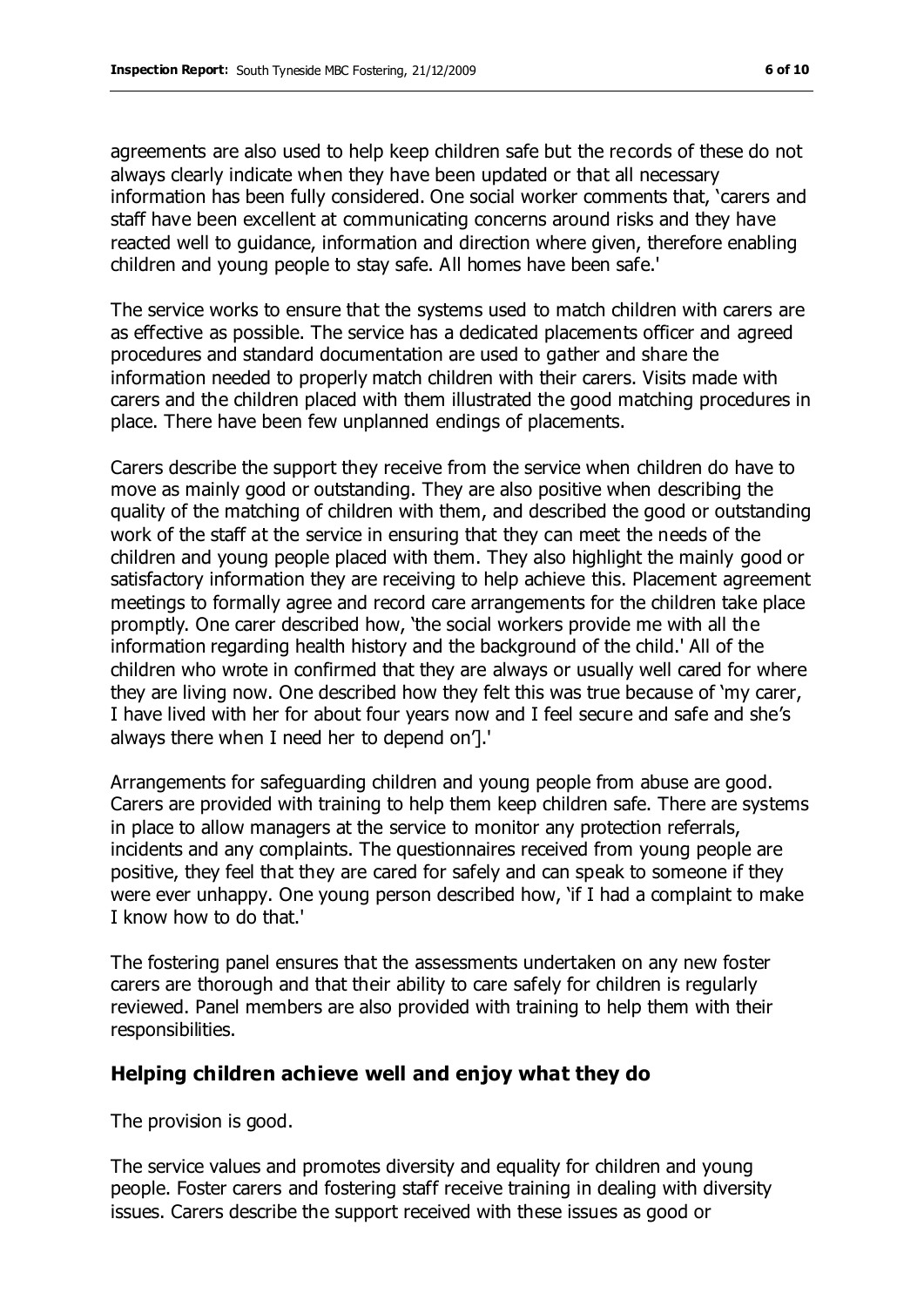agreements are also used to help keep children safe but the records of these do not always clearly indicate when they have been updated or that all necessary information has been fully considered. One social worker comments that, 'carers and staff have been excellent at communicating concerns around risks and they have reacted well to guidance, information and direction where given, therefore enabling children and young people to stay safe. All homes have been safe.'

The service works to ensure that the systems used to match children with carers are as effective as possible. The service has a dedicated placements officer and agreed procedures and standard documentation are used to gather and share the information needed to properly match children with their carers. Visits made with carers and the children placed with them illustrated the good matching procedures in place. There have been few unplanned endings of placements.

Carers describe the support they receive from the service when children do have to move as mainly good or outstanding. They are also positive when describing the quality of the matching of children with them, and described the good or outstanding work of the staff at the service in ensuring that they can meet the needs of the children and young people placed with them. They also highlight the mainly good or satisfactory information they are receiving to help achieve this. Placement agreement meetings to formally agree and record care arrangements for the children take place promptly. One carer described how, 'the social workers provide me with all the information regarding health history and the background of the child.' All of the children who wrote in confirmed that they are always or usually well cared for where they are living now. One described how they felt this was true because of 'my carer, I have lived with her for about four years now and I feel secure and safe and she's always there when I need her to depend on'].'

Arrangements for safeguarding children and young people from abuse are good. Carers are provided with training to help them keep children safe. There are systems in place to allow managers at the service to monitor any protection referrals, incidents and any complaints. The questionnaires received from young people are positive, they feel that they are cared for safely and can speak to someone if they were ever unhappy. One young person described how, 'if I had a complaint to make I know how to do that.'

The fostering panel ensures that the assessments undertaken on any new foster carers are thorough and that their ability to care safely for children is regularly reviewed. Panel members are also provided with training to help them with their responsibilities.

## Helping children achieve well and enjoy what they do

The provision is good.

The service values and promotes diversity and equality for children and young people. Foster carers and fostering staff receive training in dealing with diversity issues. Carers describe the support received with these issues as good or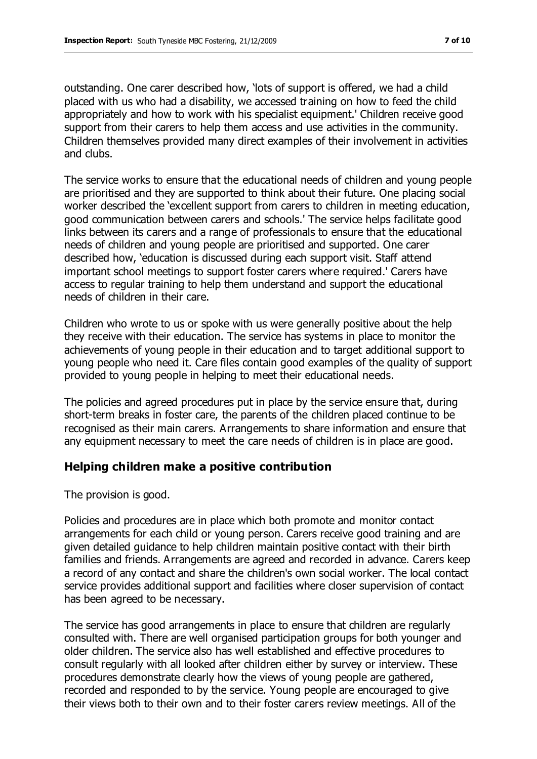outstanding. One carer described how, 'lots of support is offered, we had a child placed with us who had a disability, we accessed training on how to feed the child appropriately and how to work with his specialist equipment.' Children receive good support from their carers to help them access and use activities in the community. Children themselves provided many direct examples of their involvement in activities and clubs.

The service works to ensure that the educational needs of children and young people are prioritised and they are supported to think about their future. One placing social worker described the 'excellent support from carers to children in meeting education, good communication between carers and schools.' The service helps facilitate good links between its carers and a range of professionals to ensure that the educational needs of children and young people are prioritised and supported. One carer described how, 'education is discussed during each support visit. Staff attend important school meetings to support foster carers where required.' Carers have access to regular training to help them understand and support the educational needs of children in their care.

Children who wrote to us or spoke with us were generally positive about the help they receive with their education. The service has systems in place to monitor the achievements of young people in their education and to target additional support to young people who need it. Care files contain good examples of the quality of support provided to young people in helping to meet their educational needs.

The policies and agreed procedures put in place by the service ensure that, during short-term breaks in foster care, the parents of the children placed continue to be recognised as their main carers. Arrangements to share information and ensure that any equipment necessary to meet the care needs of children is in place are good.

## Helping children make a positive contribution

The provision is good.

Policies and procedures are in place which both promote and monitor contact arrangements for each child or young person. Carers receive good training and are given detailed guidance to help children maintain positive contact with their birth families and friends. Arrangements are agreed and recorded in advance. Carers keep a record of any contact and share the children's own social worker. The local contact service provides additional support and facilities where closer supervision of contact has been agreed to be necessary.

The service has good arrangements in place to ensure that children are regularly consulted with. There are well organised participation groups for both younger and older children. The service also has well established and effective procedures to consult regularly with all looked after children either by survey or interview. These procedures demonstrate clearly how the views of young people are gathered, recorded and responded to by the service. Young people are encouraged to give their views both to their own and to their foster carers review meetings. All of the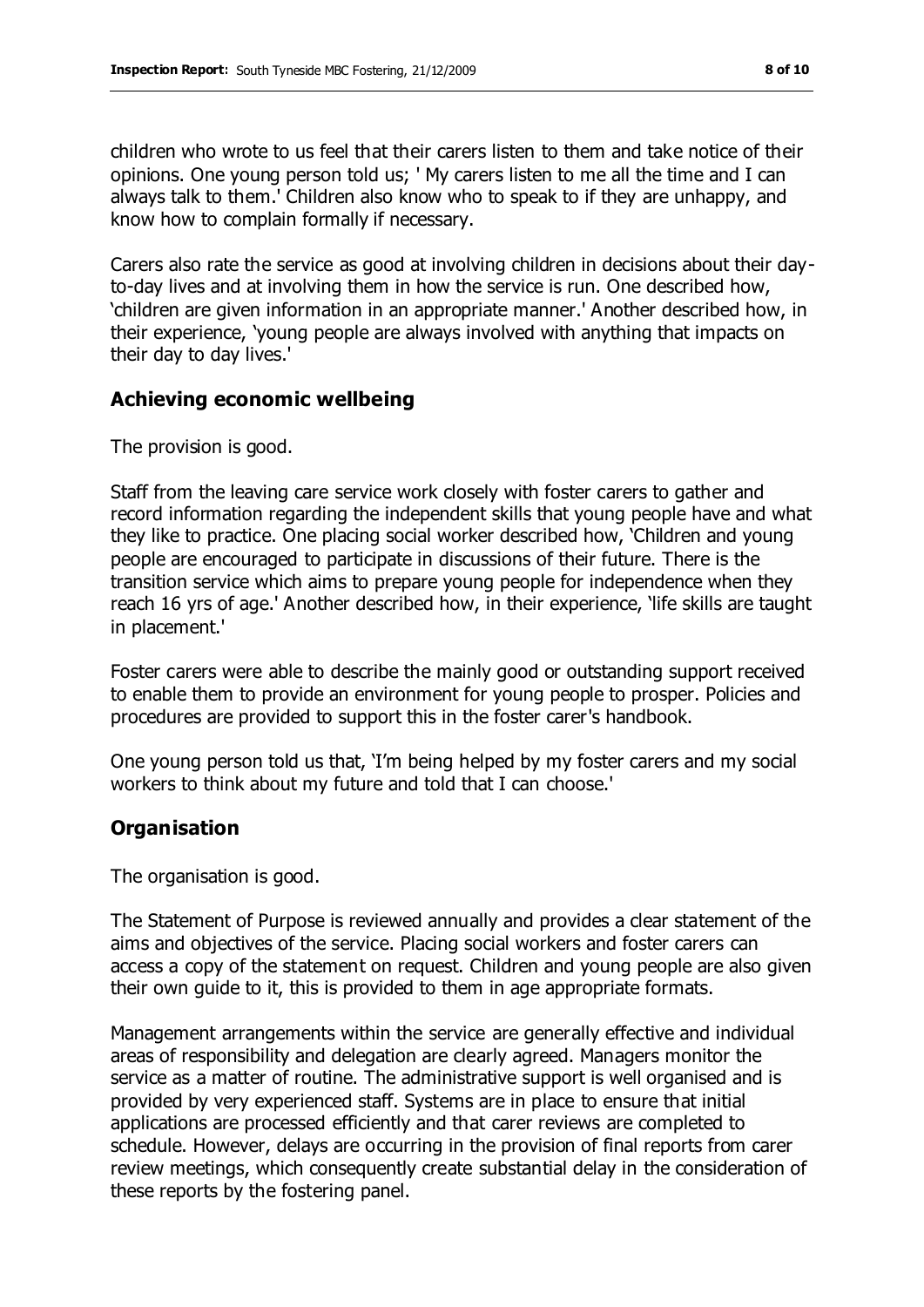children who wrote to us feel that their carers listen to them and take notice of their opinions. One young person told us; ' My carers listen to me all the time and I can always talk to them.' Children also know who to speak to if they are unhappy, and know how to complain formally if necessary.

Carers also rate the service as good at involving children in decisions about their day-to-day lives and at involving them in how the service is run. One described how, 'children are given information in an appropriate manner.' Another described how, in their experience, 'young people are always involved with anything that impacts on their day to day lives.'

## Achieving economic wellbeing

The provision is good.

Staff from the leaving care service work closely with foster carers to gather and record information regarding the independent skills that young people have and what they like to practice. One placing social worker described how, 'Children and young people are encouraged to participate in discussions of their future. There is the transition service which aims to prepare young people for independence when they reach 16 yrs of age.' Another described how, in their experience, 'life skills are taught in placement.'

Foster carers were able to describe the mainly good or outstanding support received to enable them to provide an environment for young people to prosper. Policies and procedures are provided to support this in the foster carer's handbook.

One young person told us that, 'I'm being helped by my foster carers and my social workers to think about my future and told that I can choose.'

## Organisation

The organisation is good.

The Statement of Purpose is reviewed annually and provides a clear statement of the aims and objectives of the service. Placing social workers and foster carers can access a copy of the statement on request. Children and young people are also given their own guide to it, this is provided to them in age appropriate formats.

Management arrangements within the service are generally effective and individual areas of responsibility and delegation are clearly agreed. Managers monitor the service as a matter of routine. The administrative support is well organised and is provided by very experienced staff. Systems are in place to ensure that initial applications are processed efficiently and that carer reviews are completed to schedule. However, delays are occurring in the provision of final reports from carer review meetings, which consequently create substantial delay in the consideration of these reports by the fostering panel.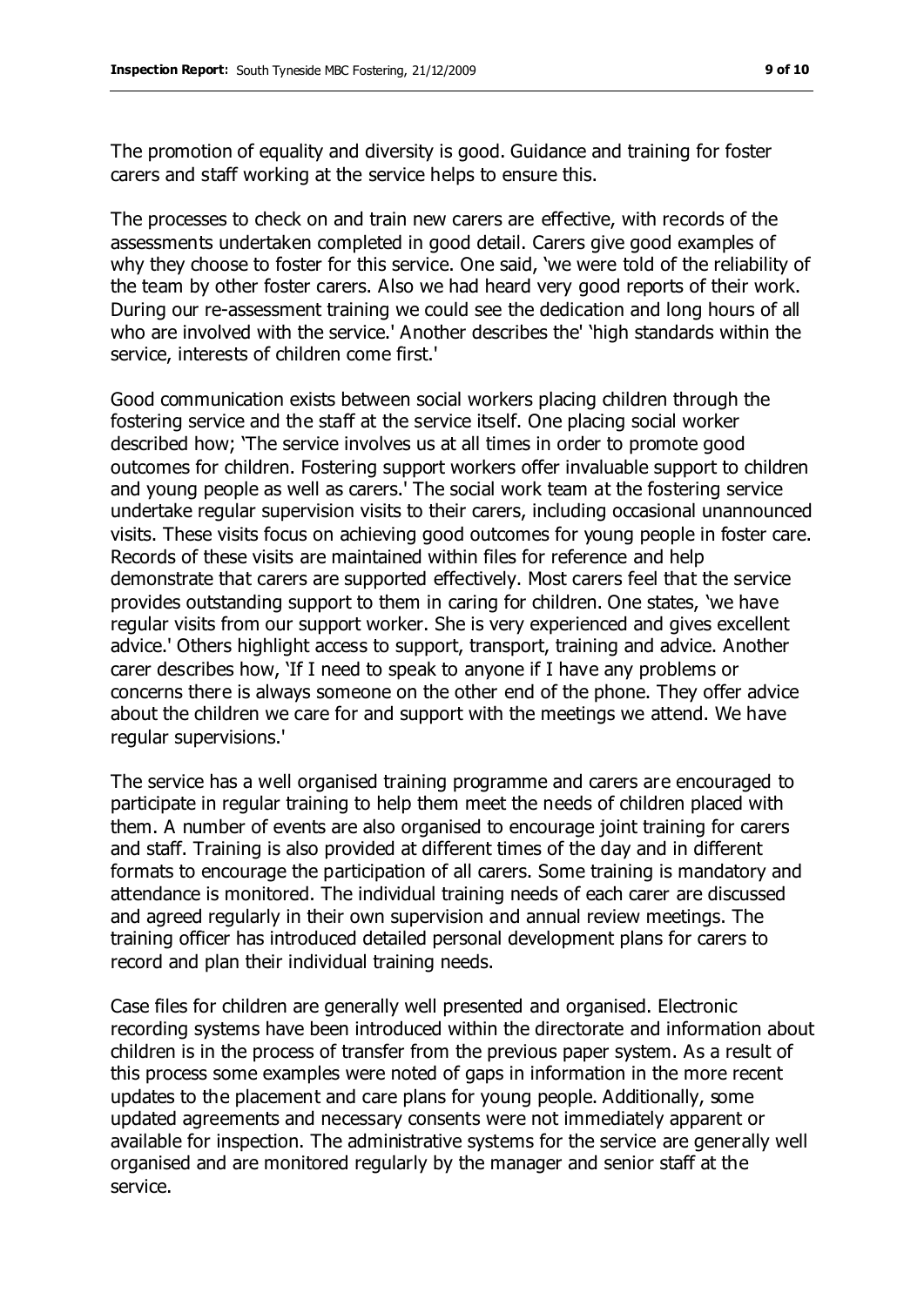The promotion of equality and diversity is good. Guidance and training for foster carers and staff working at the service helps to ensure this.

The processes to check on and train new carers are effective, with records of the assessments undertaken completed in good detail. Carers give good examples of why they choose to foster for this service. One said, 'we were told of the reliability of the team by other foster carers. Also we had heard very good reports of their work. During our re-assessment training we could see the dedication and long hours of all who are involved with the service.' Another describes the' 'high standards within the service, interests of children come first.'

Good communication exists between social workers placing children through the fostering service and the staff at the service itself. One placing social worker described how; 'The service involves us at all times in order to promote good outcomes for children. Fostering support workers offer invaluable support to children and young people as well as carers.' The social work team at the fostering service undertake regular supervision visits to their carers, including occasional unannounced visits. These visits focus on achieving good outcomes for young people in foster care. Records of these visits are maintained within files for reference and help demonstrate that carers are supported effectively. Most carers feel that the service provides outstanding support to them in caring for children. One states, 'we have regular visits from our support worker. She is very experienced and gives excellent advice.' Others highlight access to support, transport, training and advice. Another carer describes how, 'If I need to speak to anyone if I have any problems or concerns there is always someone on the other end of the phone. They offer advice about the children we care for and support with the meetings we attend. We have regular supervisions.'

The service has a well organised training programme and carers are encouraged to participate in regular training to help them meet the needs of children placed with them. A number of events are also organised to encourage joint training for carers and staff. Training is also provided at different times of the day and in different formats to encourage the participation of all carers. Some training is mandatory and attendance is monitored. The individual training needs of each carer are discussed and agreed regularly in their own supervision and annual review meetings. The training officer has introduced detailed personal development plans for carers to record and plan their individual training needs.

Case files for children are generally well presented and organised. Electronic recording systems have been introduced within the directorate and information about children is in the process of transfer from the previous paper system. As a result of this process some examples were noted of gaps in information in the more recent updates to the placement and care plans for young people. Additionally, some updated agreements and necessary consents were not immediately apparent or available for inspection. The administrative systems for the service are generally well organised and are monitored regularly by the manager and senior staff at the service.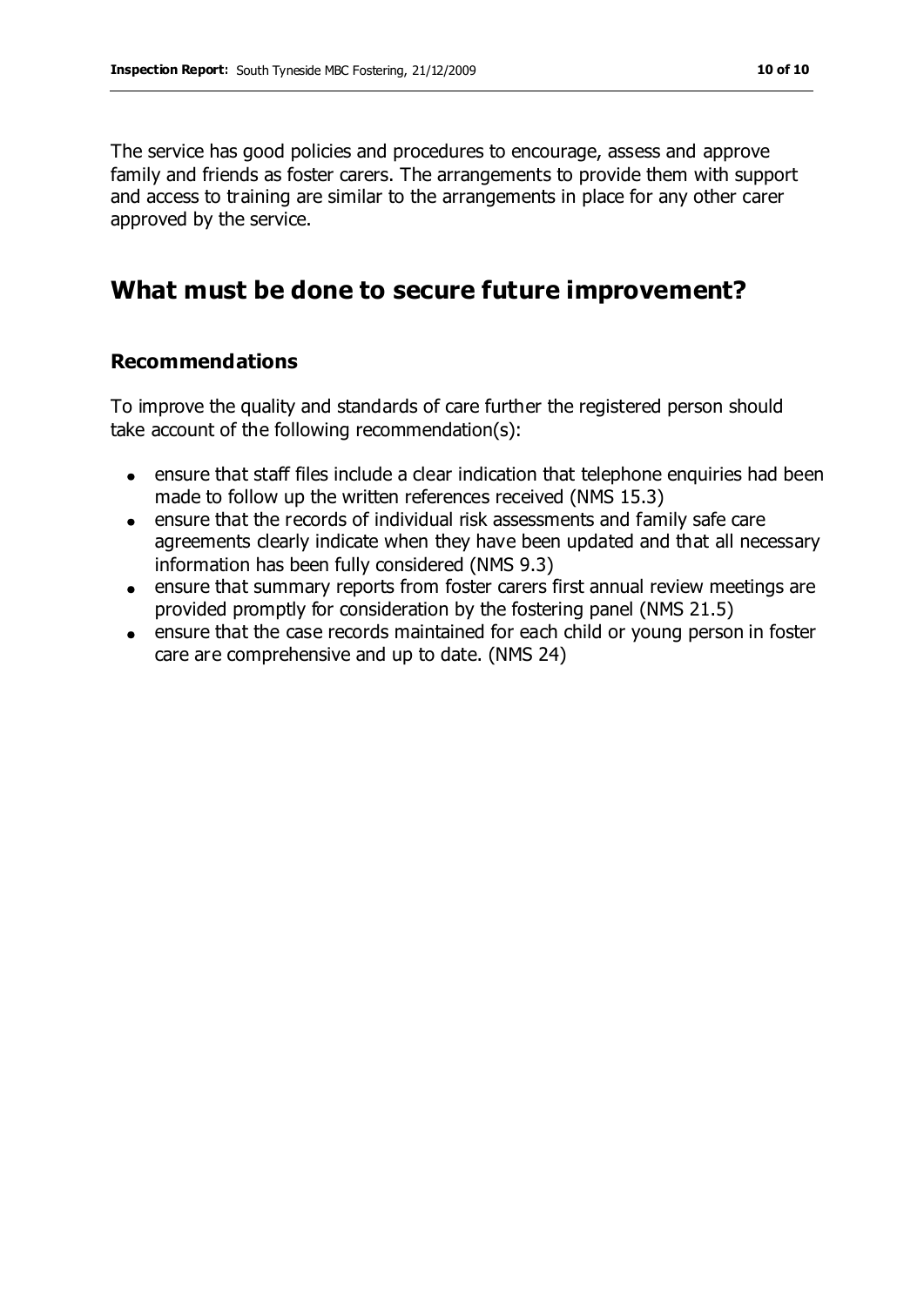The service has good policies and procedures to encourage, assess and approve family and friends as foster carers. The arrangements to provide them with support and access to training are similar to the arrangements in place for any other carer approved by the service.

# What must be done to secure future improvement?

## Recommendations

To improve the quality and standards of care further the registered person should take account of the following recommendation(s):

- ensure that staff files include a clear indication that telephone enquiries had been made to follow up the written references received (NMS 15.3)
- ensure that the records of individual risk assessments and family safe care agreements clearly indicate when they have been updated and that all necessary information has been fully considered (NMS 9.3)
- ensure that summary reports from foster carers first annual review meetings are provided promptly for consideration by the fostering panel (NMS 21.5)
- ensure that the case records maintained for each child or young person in foster care are comprehensive and up to date. (NMS 24)